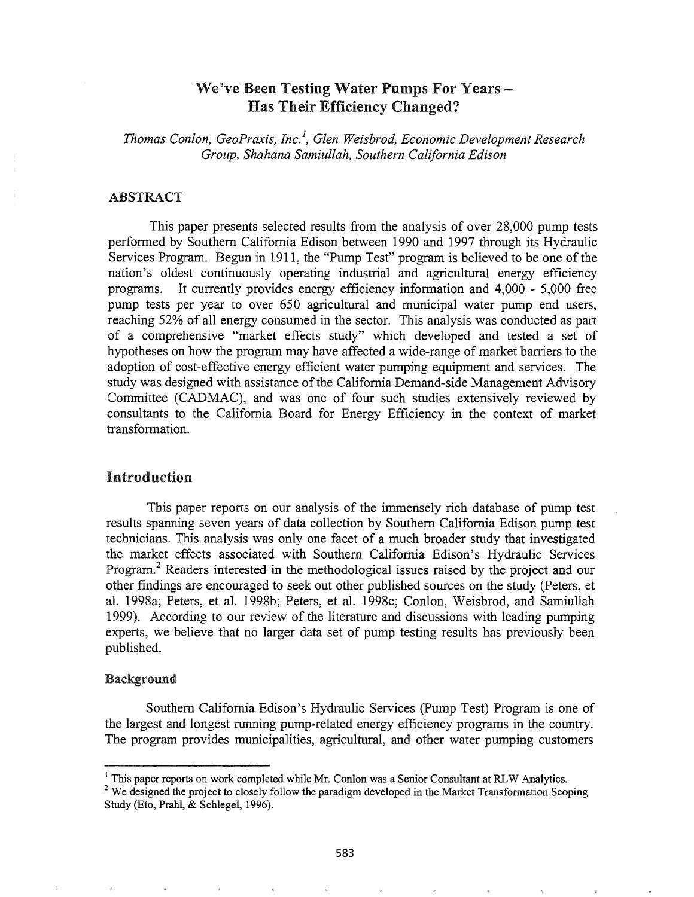# We've Been Testing Water Pumps For Years – Has Their Efficiency Changed?

*Thomas Conlon, GeoPraxis, Inc.*[1], *Glen Weisbrod, Economic Development Research Group, Shahana Samiullah, Southern California Edison*

## ABSTRACT

This paper presents selected results from the analysis of over 28,000 pump tests performed by Southern California Edison between 1990 and 1997 through its Hydraulic Services Program. Begun in 1911, the "Pump Test" program is believed to be one of the nation's oldest continuously operating industrial and agricultural energy efficiency programs. It currently provides energy efficiency information and 4,000 - 5,000 free pump tests per year to over 650 agricultural and municipal water pump end users, reaching 52% of all energy consumed in the sector. This analysis was conducted as part of a comprehensive "market effects study" which developed and tested a set of hypotheses on how the program may have affected a wide-range of market barriers to the adoption of cost-effective energy efficient water pumping equipment and services. The study was designed with assistance of the California Demand-side Management Advisory Committee (CADMAC), and was one of four such studies extensively reviewed by consultants to the California Board for Energy Efficiency in the context of market transformation.

## Introduction

This paper reports on our analysis of the immensely rich database of pump test results spanning seven years of data collection by Southern California Edison pump test technicians. This analysis was only one facet of a much broader study that investigated the market effects associated with Southern California Edison's Hydraulic Services Program.[2] Readers interested in the methodological issues raised by the project and our other findings are encouraged to seek out other published sources on the study (Peters, et al. 1998a; Peters, et al. 1998b; Peters, et al. 1998c; Conlon, Weisbrod, and Samiullah 1999). According to our review of the literature and discussions with leading pumping experts, we believe that no larger data set of pump testing results has previously been published.

### Background

Southern California Edison's Hydraulic Services (Pump Test) Program is one of the largest and longest running pump-related energy efficiency programs in the country. The program provides municipalities, agricultural, and other water pumping customers

---

[1] This paper reports on work completed while Mr. Conlon was a Senior Consultant at RLW Analytics.

[2] We designed the project to closely follow the paradigm developed in the Market Transformation Scoping Study (Eto, Prahl, & Schlegel, 1996).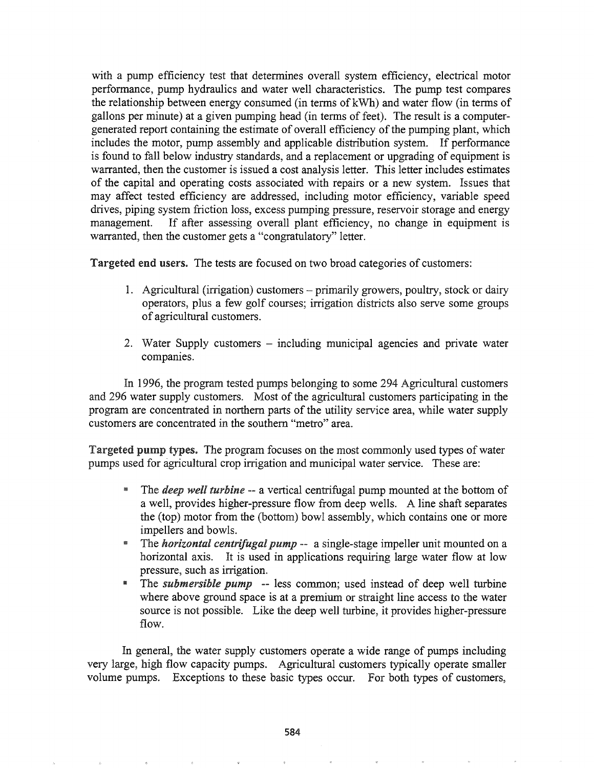with a pump efficiency test that determines overall system efficiency, electrical motor performance, pump hydraulics and water well characteristics. The pump test compares the relationship between energy consumed (in terms of kWh) and water flow (in terms of gallons per minute) at a given pumping head (in terms of feet). The result is a computer-generated report containing the estimate of overall efficiency of the pumping plant, which includes the motor, pump assembly and applicable distribution system. If performance is found to fall below industry standards, and a replacement or upgrading of equipment is warranted, then the customer is issued a cost analysis letter. This letter includes estimates of the capital and operating costs associated with repairs or a new system. Issues that may affect tested efficiency are addressed, including motor efficiency, variable speed drives, piping system friction loss, excess pumping pressure, reservoir storage and energy management. If after assessing overall plant efficiency, no change in equipment is warranted, then the customer gets a "congratulatory" letter.

**Targeted end users.** The tests are focused on two broad categories of customers:

1. Agricultural (irrigation) customers – primarily growers, poultry, stock or dairy operators, plus a few golf courses; irrigation districts also serve some groups of agricultural customers.

2. Water Supply customers – including municipal agencies and private water companies.

In 1996, the program tested pumps belonging to some 294 Agricultural customers and 296 water supply customers. Most of the agricultural customers participating in the program are concentrated in northern parts of the utility service area, while water supply customers are concentrated in the southern "metro" area.

**Targeted pump types.** The program focuses on the most commonly used types of water pumps used for agricultural crop irrigation and municipal water service. These are:

- The ***deep well turbine*** -- a vertical centrifugal pump mounted at the bottom of a well, provides higher-pressure flow from deep wells. A line shaft separates the (top) motor from the (bottom) bowl assembly, which contains one or more impellers and bowls.
- The ***horizontal centrifugal pump*** -- a single-stage impeller unit mounted on a horizontal axis. It is used in applications requiring large water flow at low pressure, such as irrigation.
- The ***submersible pump*** -- less common; used instead of deep well turbine where above ground space is at a premium or straight line access to the water source is not possible. Like the deep well turbine, it provides higher-pressure flow.

In general, the water supply customers operate a wide range of pumps including very large, high flow capacity pumps. Agricultural customers typically operate smaller volume pumps. Exceptions to these basic types occur. For both types of customers,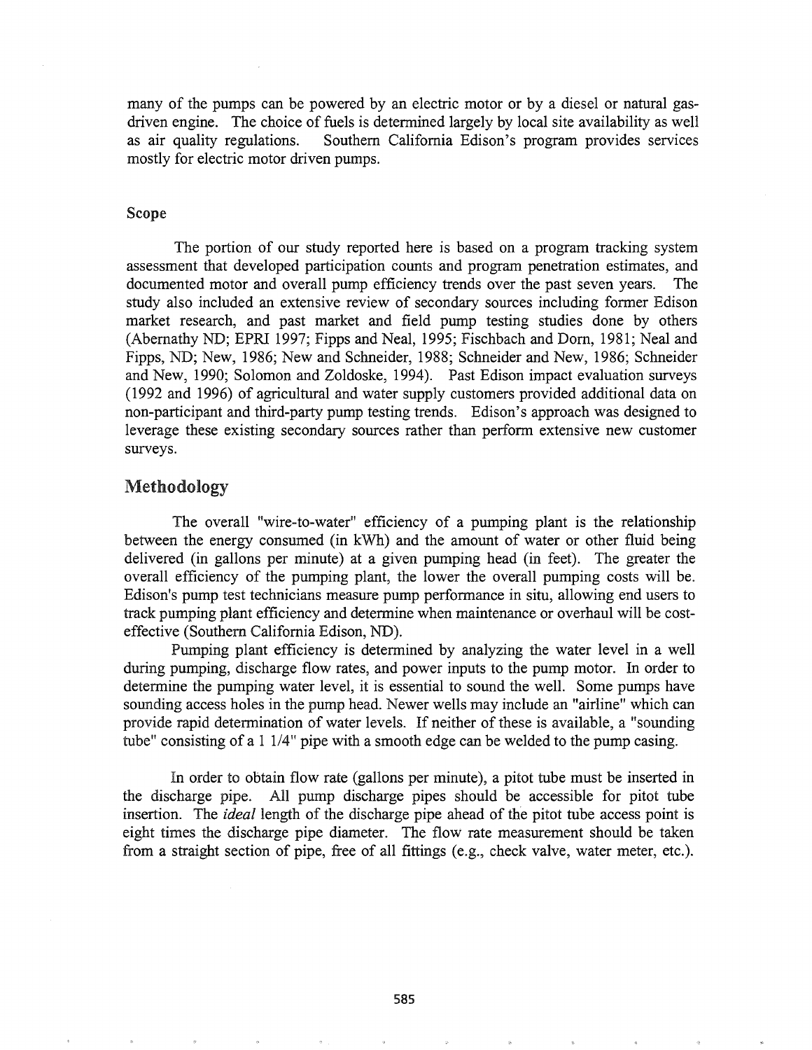many of the pumps can be powered by an electric motor or by a diesel or natural gas-driven engine. The choice of fuels is determined largely by local site availability as well as air quality regulations. Southern California Edison's program provides services mostly for electric motor driven pumps.

### Scope

The portion of our study reported here is based on a program tracking system assessment that developed participation counts and program penetration estimates, and documented motor and overall pump efficiency trends over the past seven years. The study also included an extensive review of secondary sources including former Edison market research, and past market and field pump testing studies done by others (Abernathy ND; EPRI 1997; Fipps and Neal, 1995; Fischbach and Dorn, 1981; Neal and Fipps, ND; New, 1986; New and Schneider, 1988; Schneider and New, 1986; Schneider and New, 1990; Solomon and Zoldoske, 1994). Past Edison impact evaluation surveys (1992 and 1996) of agricultural and water supply customers provided additional data on non-participant and third-party pump testing trends. Edison's approach was designed to leverage these existing secondary sources rather than perform extensive new customer surveys.

## Methodology

The overall "wire-to-water" efficiency of a pumping plant is the relationship between the energy consumed (in kWh) and the amount of water or other fluid being delivered (in gallons per minute) at a given pumping head (in feet). The greater the overall efficiency of the pumping plant, the lower the overall pumping costs will be. Edison's pump test technicians measure pump performance in situ, allowing end users to track pumping plant efficiency and determine when maintenance or overhaul will be cost-effective (Southern California Edison, ND).

Pumping plant efficiency is determined by analyzing the water level in a well during pumping, discharge flow rates, and power inputs to the pump motor. In order to determine the pumping water level, it is essential to sound the well. Some pumps have sounding access holes in the pump head. Newer wells may include an "airline" which can provide rapid determination of water levels. If neither of these is available, a "sounding tube" consisting of a 1 1/4" pipe with a smooth edge can be welded to the pump casing.

In order to obtain flow rate (gallons per minute), a pitot tube must be inserted in the discharge pipe. All pump discharge pipes should be accessible for pitot tube insertion. The *ideal* length of the discharge pipe ahead of the pitot tube access point is eight times the discharge pipe diameter. The flow rate measurement should be taken from a straight section of pipe, free of all fittings (e.g., check valve, water meter, etc.).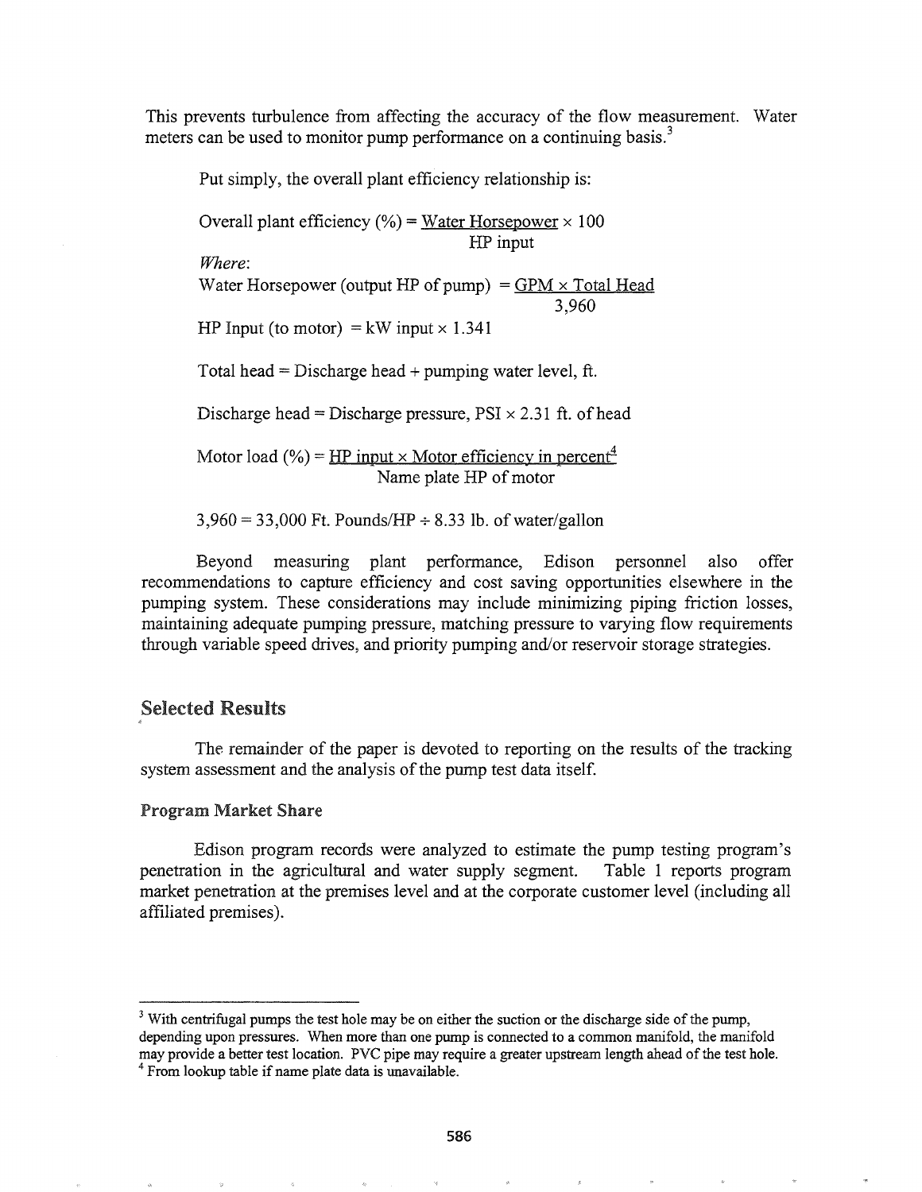This prevents turbulence from affecting the accuracy of the flow measurement. Water meters can be used to monitor pump performance on a continuing basis.[3]

Put simply, the overall plant efficiency relationship is:

$$\text{Overall plant efficiency (\%)} = \frac{\text{Water Horsepower} \times 100}{\text{HP input}}$$

*Where*:

$$\text{Water Horsepower (output HP of pump)} = \frac{\text{GPM} \times \text{Total Head}}{3{,}960}$$

$$\text{HP Input (to motor)} = \text{kW input} \times 1.341$$

Total head = Discharge head + pumping water level, ft.

Discharge head = Discharge pressure, PSI × 2.31 ft. of head

$$\text{Motor load (\%)} = \frac{\text{HP input} \times \text{Motor efficiency in percent}^{4}}{\text{Name plate HP of motor}}$$

3,960 = 33,000 Ft. Pounds/HP ÷ 8.33 lb. of water/gallon

Beyond measuring plant performance, Edison personnel also offer recommendations to capture efficiency and cost saving opportunities elsewhere in the pumping system. These considerations may include minimizing piping friction losses, maintaining adequate pumping pressure, matching pressure to varying flow requirements through variable speed drives, and priority pumping and/or reservoir storage strategies.

## Selected Results

The remainder of the paper is devoted to reporting on the results of the tracking system assessment and the analysis of the pump test data itself.

### Program Market Share

Edison program records were analyzed to estimate the pump testing program's penetration in the agricultural and water supply segment. Table 1 reports program market penetration at the premises level and at the corporate customer level (including all affiliated premises).

---

[3] With centrifugal pumps the test hole may be on either the suction or the discharge side of the pump, depending upon pressures. When more than one pump is connected to a common manifold, the manifold may provide a better test location. PVC pipe may require a greater upstream length ahead of the test hole.

[4] From lookup table if name plate data is unavailable.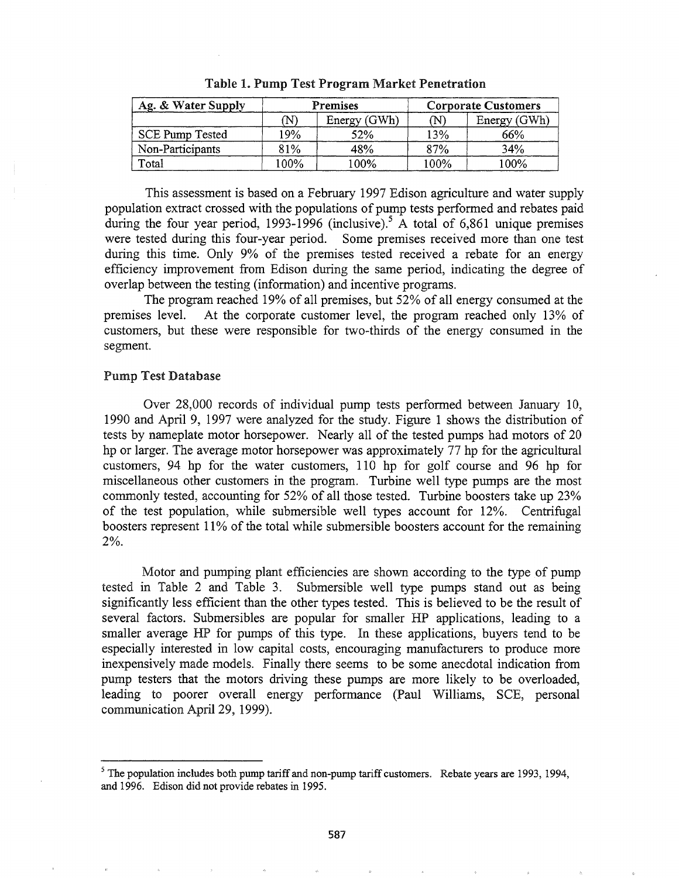**Table 1. Pump Test Program Market Penetration**

| Ag. & Water Supply | Premises | | Corporate Customers | |
|---|---|---|---|---|
| | (N) | Energy (GWh) | (N) | Energy (GWh) |
| SCE Pump Tested | 19% | 52% | 13% | 66% |
| Non-Participants | 81% | 48% | 87% | 34% |
| Total | 100% | 100% | 100% | 100% |

This assessment is based on a February 1997 Edison agriculture and water supply population extract crossed with the populations of pump tests performed and rebates paid during the four year period, 1993-1996 (inclusive).[5] A total of 6,861 unique premises were tested during this four-year period. Some premises received more than one test during this time. Only 9% of the premises tested received a rebate for an energy efficiency improvement from Edison during the same period, indicating the degree of overlap between the testing (information) and incentive programs.

The program reached 19% of all premises, but 52% of all energy consumed at the premises level. At the corporate customer level, the program reached only 13% of customers, but these were responsible for two-thirds of the energy consumed in the segment.

### Pump Test Database

Over 28,000 records of individual pump tests performed between January 10, 1990 and April 9, 1997 were analyzed for the study. Figure 1 shows the distribution of tests by nameplate motor horsepower. Nearly all of the tested pumps had motors of 20 hp or larger. The average motor horsepower was approximately 77 hp for the agricultural customers, 94 hp for the water customers, 110 hp for golf course and 96 hp for miscellaneous other customers in the program. Turbine well type pumps are the most commonly tested, accounting for 52% of all those tested. Turbine boosters take up 23% of the test population, while submersible well types account for 12%. Centrifugal boosters represent 11% of the total while submersible boosters account for the remaining 2%.

Motor and pumping plant efficiencies are shown according to the type of pump tested in Table 2 and Table 3. Submersible well type pumps stand out as being significantly less efficient than the other types tested. This is believed to be the result of several factors. Submersibles are popular for smaller HP applications, leading to a smaller average HP for pumps of this type. In these applications, buyers tend to be especially interested in low capital costs, encouraging manufacturers to produce more inexpensively made models. Finally there seems to be some anecdotal indication from pump testers that the motors driving these pumps are more likely to be overloaded, leading to poorer overall energy performance (Paul Williams, SCE, personal communication April 29, 1999).

---

[5] The population includes both pump tariff and non-pump tariff customers. Rebate years are 1993, 1994, and 1996. Edison did not provide rebates in 1995.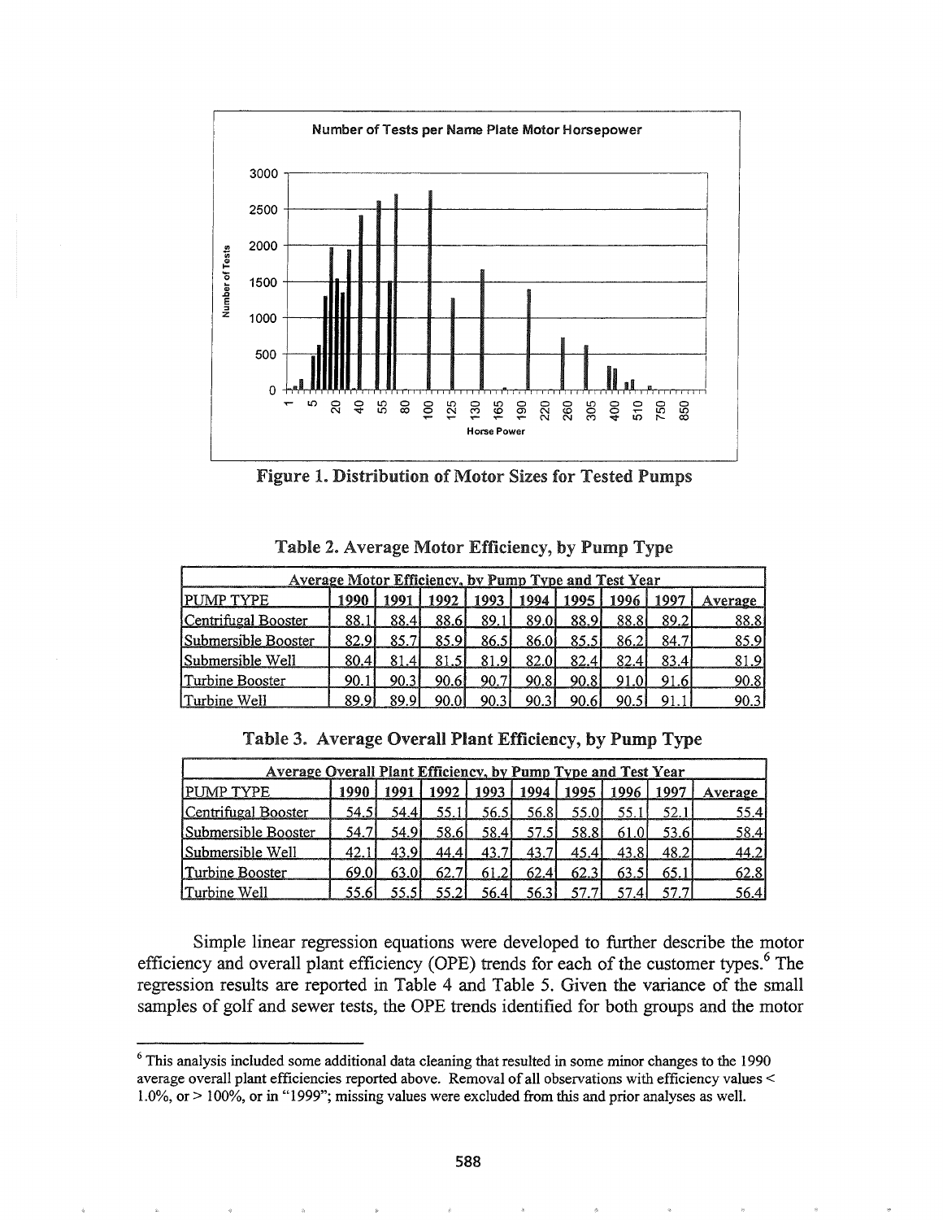**Figure 1. Distribution of Motor Sizes for Tested Pumps**

**Table 2. Average Motor Efficiency, by Pump Type**

| Average Motor Efficiency, by Pump Type and Test Year | | | | | | | | | |
|---|---|---|---|---|---|---|---|---|---|
| PUMP TYPE | 1990 | 1991 | 1992 | 1993 | 1994 | 1995 | 1996 | 1997 | Average |
| Centrifugal Booster | 88.1 | 88.4 | 88.6 | 89.1 | 89.0 | 88.9 | 88.8 | 89.2 | 88.8 |
| Submersible Booster | 82.9 | 85.7 | 85.9 | 86.5 | 86.0 | 85.5 | 86.2 | 84.7 | 85.9 |
| Submersible Well | 80.4 | 81.4 | 81.5 | 81.9 | 82.0 | 82.4 | 82.4 | 83.4 | 81.9 |
| Turbine Booster | 90.1 | 90.3 | 90.6 | 90.7 | 90.8 | 90.8 | 91.0 | 91.6 | 90.8 |
| Turbine Well | 89.9 | 89.9 | 90.0 | 90.3 | 90.3 | 90.6 | 90.5 | 91.1 | 90.3 |

**Table 3. Average Overall Plant Efficiency, by Pump Type**

| Average Overall Plant Efficiency, by Pump Type and Test Year | | | | | | | | | |
|---|---|---|---|---|---|---|---|---|---|
| PUMP TYPE | 1990 | 1991 | 1992 | 1993 | 1994 | 1995 | 1996 | 1997 | Average |
| Centrifugal Booster | 54.5 | 54.4 | 55.1 | 56.5 | 56.8 | 55.0 | 55.1 | 52.1 | 55.4 |
| Submersible Booster | 54.7 | 54.9 | 58.6 | 58.4 | 57.5 | 58.8 | 61.0 | 53.6 | 58.4 |
| Submersible Well | 42.1 | 43.9 | 44.4 | 43.7 | 43.7 | 45.4 | 43.8 | 48.2 | 44.2 |
| Turbine Booster | 69.0 | 63.0 | 62.7 | 61.2 | 62.4 | 62.3 | 63.5 | 65.1 | 62.8 |
| Turbine Well | 55.6 | 55.5 | 55.2 | 56.4 | 56.3 | 57.7 | 57.4 | 57.7 | 56.4 |

Simple linear regression equations were developed to further describe the motor efficiency and overall plant efficiency (OPE) trends for each of the customer types.[6] The regression results are reported in Table 4 and Table 5. Given the variance of the small samples of golf and sewer tests, the OPE trends identified for both groups and the motor

[6] This analysis included some additional data cleaning that resulted in some minor changes to the 1990 average overall plant efficiencies reported above. Removal of all observations with efficiency values < 1.0%, or > 100%, or in "1999"; missing values were excluded from this and prior analyses as well.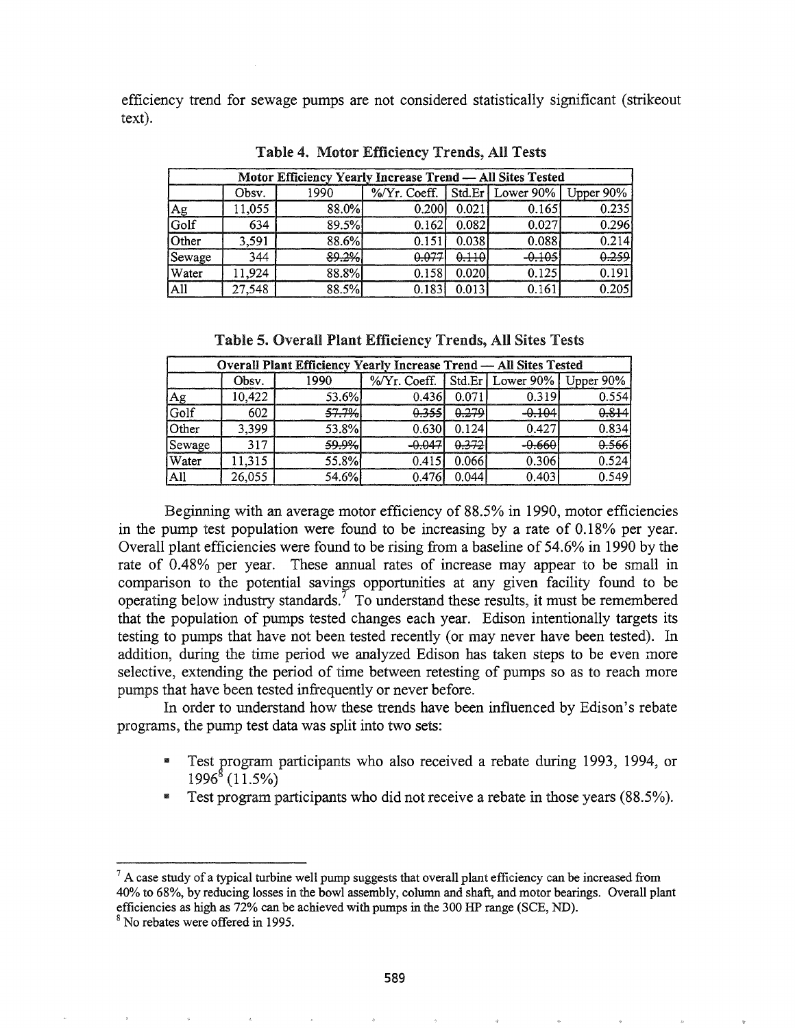efficiency trend for sewage pumps are not considered statistically significant (strikeout text).

**Table 4. Motor Efficiency Trends, All Tests**

| Motor Efficiency Yearly Increase Trend — All Sites Tested | | | | | | |
|---|---|---|---|---|---|---|
| | Obsv. | 1990 | %/Yr. Coeff. | Std.Er | Lower 90% | Upper 90% |
| Ag | 11,055 | 88.0% | 0.200 | 0.021 | 0.165 | 0.235 |
| Golf | 634 | 89.5% | 0.162 | 0.082 | 0.027 | 0.296 |
| Other | 3,591 | 88.6% | 0.151 | 0.038 | 0.088 | 0.214 |
| Sewage | 344 | ~~89.2%~~ | ~~0.077~~ | ~~0.110~~ | ~~-0.105~~ | ~~0.259~~ |
| Water | 11,924 | 88.8% | 0.158 | 0.020 | 0.125 | 0.191 |
| All | 27,548 | 88.5% | 0.183 | 0.013 | 0.161 | 0.205 |

**Table 5. Overall Plant Efficiency Trends, All Sites Tests**

| Overall Plant Efficiency Yearly Increase Trend — All Sites Tested | | | | | | |
|---|---|---|---|---|---|---|
| | Obsv. | 1990 | %/Yr. Coeff. | Std.Er | Lower 90% | Upper 90% |
| Ag | 10,422 | 53.6% | 0.436 | 0.071 | 0.319 | 0.554 |
| Golf | 602 | ~~57.7%~~ | ~~0.355~~ | ~~0.279~~ | ~~-0.104~~ | ~~0.814~~ |
| Other | 3,399 | 53.8% | 0.630 | 0.124 | 0.427 | 0.834 |
| Sewage | 317 | ~~59.9%~~ | ~~-0.047~~ | ~~0.372~~ | ~~-0.660~~ | ~~0.566~~ |
| Water | 11,315 | 55.8% | 0.415 | 0.066 | 0.306 | 0.524 |
| All | 26,055 | 54.6% | 0.476 | 0.044 | 0.403 | 0.549 |

Beginning with an average motor efficiency of 88.5% in 1990, motor efficiencies in the pump test population were found to be increasing by a rate of 0.18% per year. Overall plant efficiencies were found to be rising from a baseline of 54.6% in 1990 by the rate of 0.48% per year. These annual rates of increase may appear to be small in comparison to the potential savings opportunities at any given facility found to be operating below industry standards.[7] To understand these results, it must be remembered that the population of pumps tested changes each year. Edison intentionally targets its testing to pumps that have not been tested recently (or may never have been tested). In addition, during the time period we analyzed Edison has taken steps to be even more selective, extending the period of time between retesting of pumps so as to reach more pumps that have been tested infrequently or never before.

In order to understand how these trends have been influenced by Edison's rebate programs, the pump test data was split into two sets:

- Test program participants who also received a rebate during 1993, 1994, or 1996[8] (11.5%)
- Test program participants who did not receive a rebate in those years (88.5%).

[7] A case study of a typical turbine well pump suggests that overall plant efficiency can be increased from 40% to 68%, by reducing losses in the bowl assembly, column and shaft, and motor bearings. Overall plant efficiencies as high as 72% can be achieved with pumps in the 300 HP range (SCE, ND).

[8] No rebates were offered in 1995.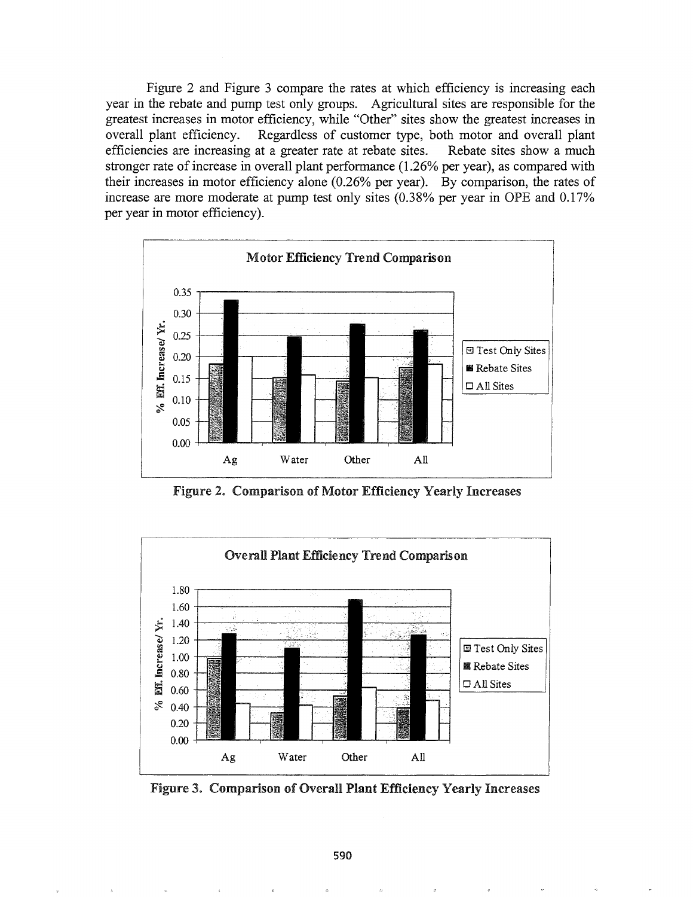Figure 2 and Figure 3 compare the rates at which efficiency is increasing each year in the rebate and pump test only groups. Agricultural sites are responsible for the greatest increases in motor efficiency, while "Other" sites show the greatest increases in overall plant efficiency. Regardless of customer type, both motor and overall plant efficiencies are increasing at a greater rate at rebate sites. Rebate sites show a much stronger rate of increase in overall plant performance (1.26% per year), as compared with their increases in motor efficiency alone (0.26% per year). By comparison, the rates of increase are more moderate at pump test only sites (0.38% per year in OPE and 0.17% per year in motor efficiency).

**Figure 2. Comparison of Motor Efficiency Yearly Increases**

**Figure 3. Comparison of Overall Plant Efficiency Yearly Increases**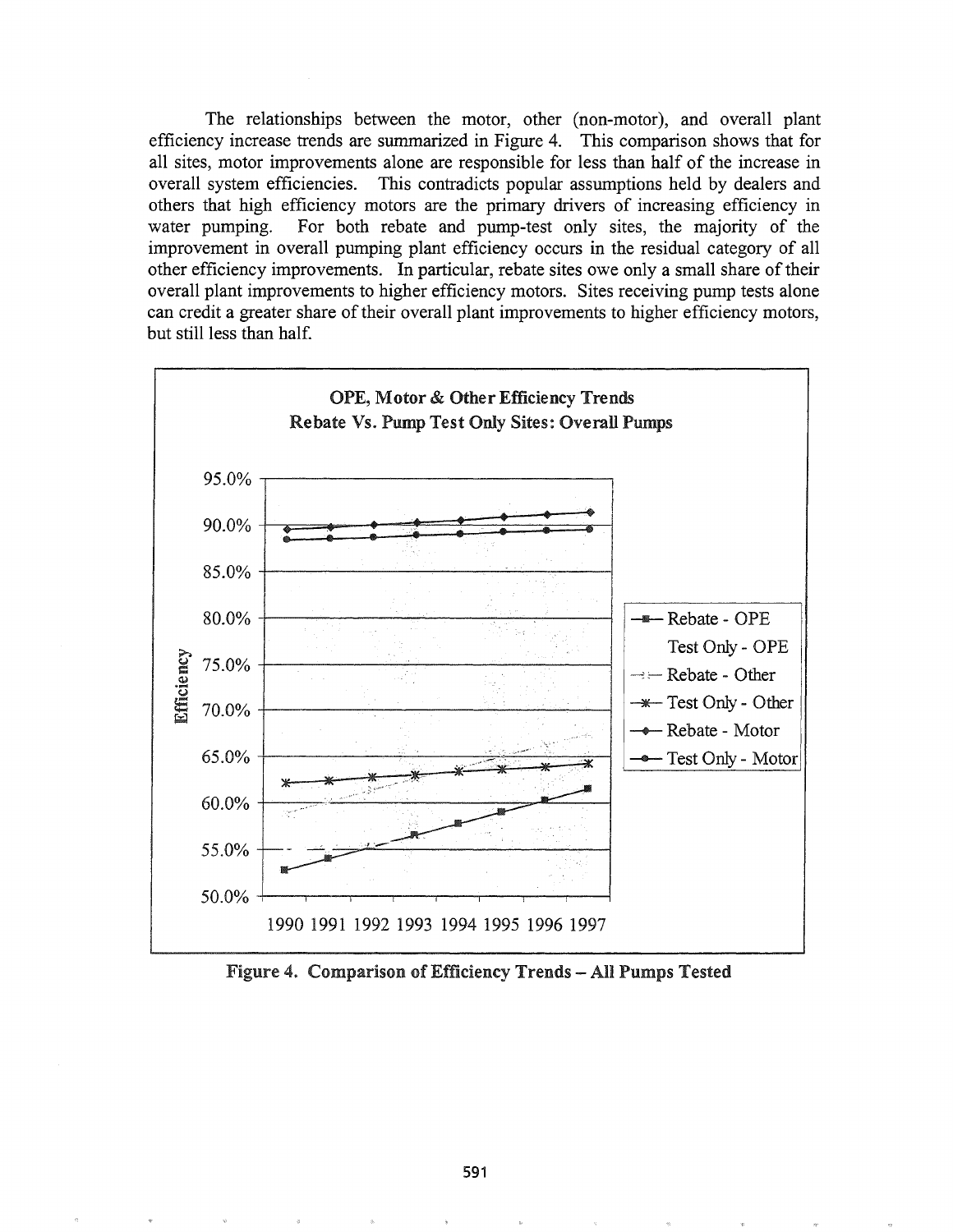The relationships between the motor, other (non-motor), and overall plant efficiency increase trends are summarized in Figure 4. This comparison shows that for all sites, motor improvements alone are responsible for less than half of the increase in overall system efficiencies. This contradicts popular assumptions held by dealers and others that high efficiency motors are the primary drivers of increasing efficiency in water pumping. For both rebate and pump-test only sites, the majority of the improvement in overall pumping plant efficiency occurs in the residual category of all other efficiency improvements. In particular, rebate sites owe only a small share of their overall plant improvements to higher efficiency motors. Sites receiving pump tests alone can credit a greater share of their overall plant improvements to higher efficiency motors, but still less than half.

**Figure 4. Comparison of Efficiency Trends – All Pumps Tested**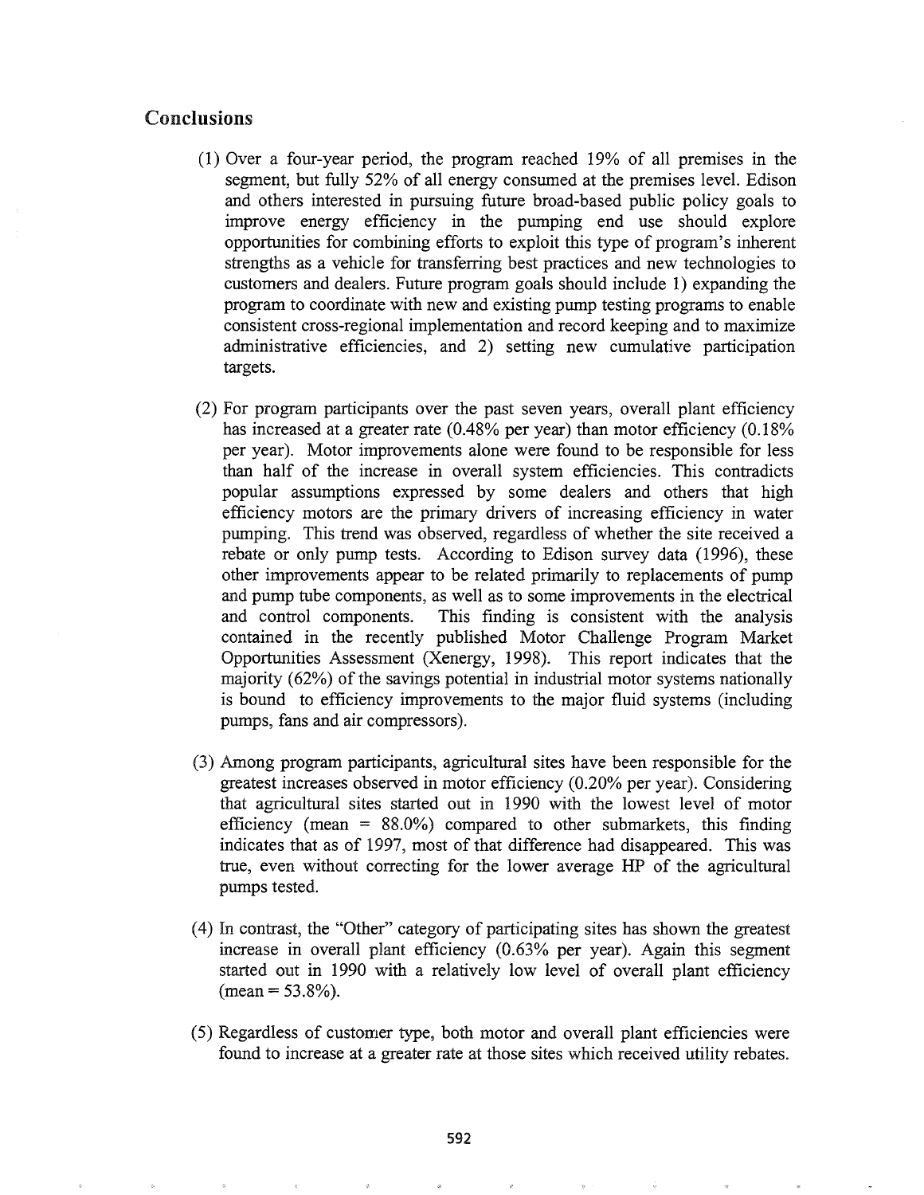## Conclusions

(1) Over a four-year period, the program reached 19% of all premises in the segment, but fully 52% of all energy consumed at the premises level. Edison and others interested in pursuing future broad-based public policy goals to improve energy efficiency in the pumping end use should explore opportunities for combining efforts to exploit this type of program's inherent strengths as a vehicle for transferring best practices and new technologies to customers and dealers. Future program goals should include 1) expanding the program to coordinate with new and existing pump testing programs to enable consistent cross-regional implementation and record keeping and to maximize administrative efficiencies, and 2) setting new cumulative participation targets.

(2) For program participants over the past seven years, overall plant efficiency has increased at a greater rate (0.48% per year) than motor efficiency (0.18% per year). Motor improvements alone were found to be responsible for less than half of the increase in overall system efficiencies. This contradicts popular assumptions expressed by some dealers and others that high efficiency motors are the primary drivers of increasing efficiency in water pumping. This trend was observed, regardless of whether the site received a rebate or only pump tests. According to Edison survey data (1996), these other improvements appear to be related primarily to replacements of pump and pump tube components, as well as to some improvements in the electrical and control components. This finding is consistent with the analysis contained in the recently published Motor Challenge Program Market Opportunities Assessment (Xenergy, 1998). This report indicates that the majority (62%) of the savings potential in industrial motor systems nationally is bound to efficiency improvements to the major fluid systems (including pumps, fans and air compressors).

(3) Among program participants, agricultural sites have been responsible for the greatest increases observed in motor efficiency (0.20% per year). Considering that agricultural sites started out in 1990 with the lowest level of motor efficiency (mean = 88.0%) compared to other submarkets, this finding indicates that as of 1997, most of that difference had disappeared. This was true, even without correcting for the lower average HP of the agricultural pumps tested.

(4) In contrast, the "Other" category of participating sites has shown the greatest increase in overall plant efficiency (0.63% per year). Again this segment started out in 1990 with a relatively low level of overall plant efficiency (mean = 53.8%).

(5) Regardless of customer type, both motor and overall plant efficiencies were found to increase at a greater rate at those sites which received utility rebates.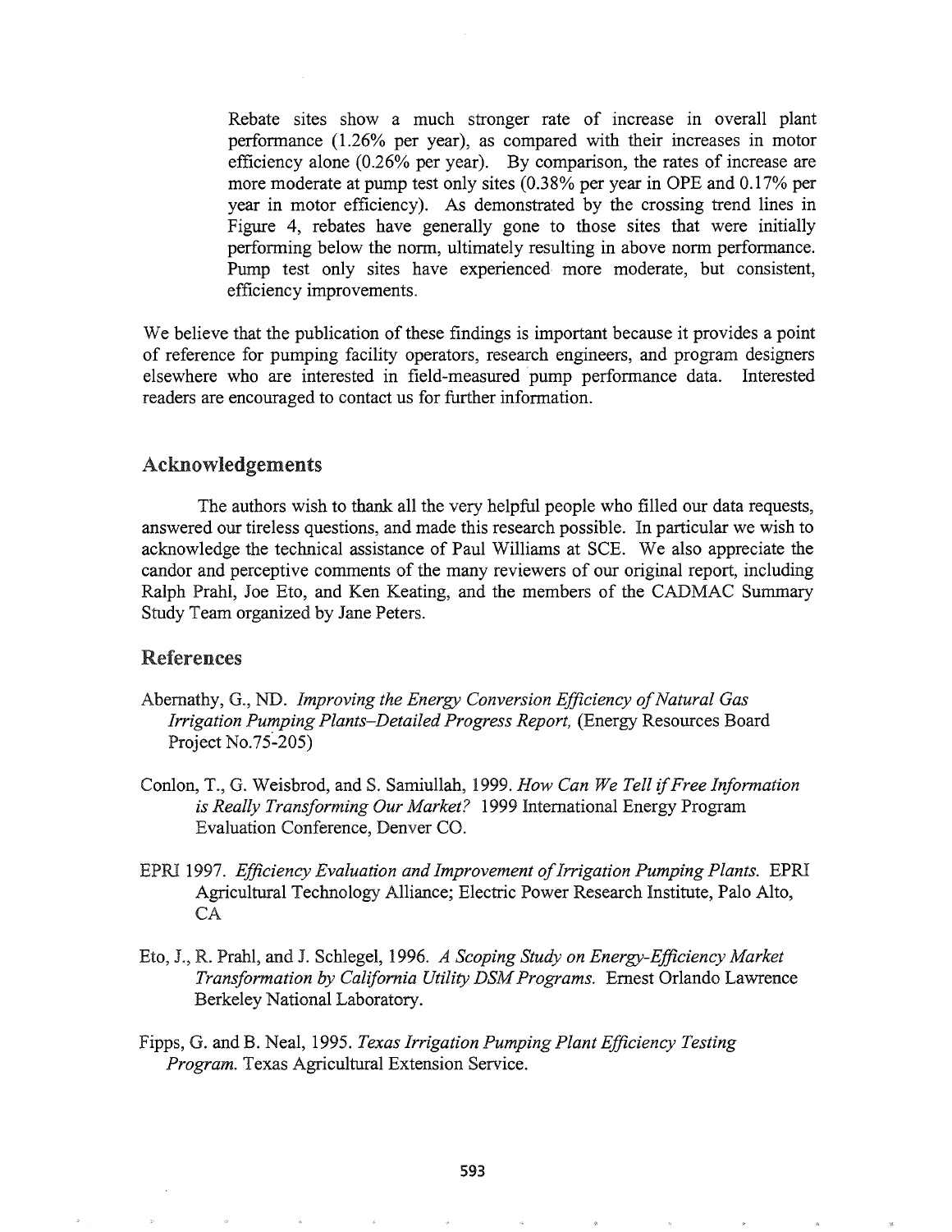> Rebate sites show a much stronger rate of increase in overall plant performance (1.26% per year), as compared with their increases in motor efficiency alone (0.26% per year). By comparison, the rates of increase are more moderate at pump test only sites (0.38% per year in OPE and 0.17% per year in motor efficiency). As demonstrated by the crossing trend lines in Figure 4, rebates have generally gone to those sites that were initially performing below the norm, ultimately resulting in above norm performance. Pump test only sites have experienced more moderate, but consistent, efficiency improvements.

We believe that the publication of these findings is important because it provides a point of reference for pumping facility operators, research engineers, and program designers elsewhere who are interested in field-measured pump performance data. Interested readers are encouraged to contact us for further information.

## Acknowledgements

The authors wish to thank all the very helpful people who filled our data requests, answered our tireless questions, and made this research possible. In particular we wish to acknowledge the technical assistance of Paul Williams at SCE. We also appreciate the candor and perceptive comments of the many reviewers of our original report, including Ralph Prahl, Joe Eto, and Ken Keating, and the members of the CADMAC Summary Study Team organized by Jane Peters.

## References

Abernathy, G., ND. *Improving the Energy Conversion Efficiency of Natural Gas Irrigation Pumping Plants–Detailed Progress Report,* (Energy Resources Board Project No.75-205)

Conlon, T., G. Weisbrod, and S. Samiullah, 1999. *How Can We Tell if Free Information is Really Transforming Our Market?* 1999 International Energy Program Evaluation Conference, Denver CO.

EPRI 1997. *Efficiency Evaluation and Improvement of Irrigation Pumping Plants.* EPRI Agricultural Technology Alliance; Electric Power Research Institute, Palo Alto, CA

Eto, J., R. Prahl, and J. Schlegel, 1996. *A Scoping Study on Energy-Efficiency Market Transformation by California Utility DSM Programs.* Ernest Orlando Lawrence Berkeley National Laboratory.

Fipps, G. and B. Neal, 1995. *Texas Irrigation Pumping Plant Efficiency Testing Program.* Texas Agricultural Extension Service.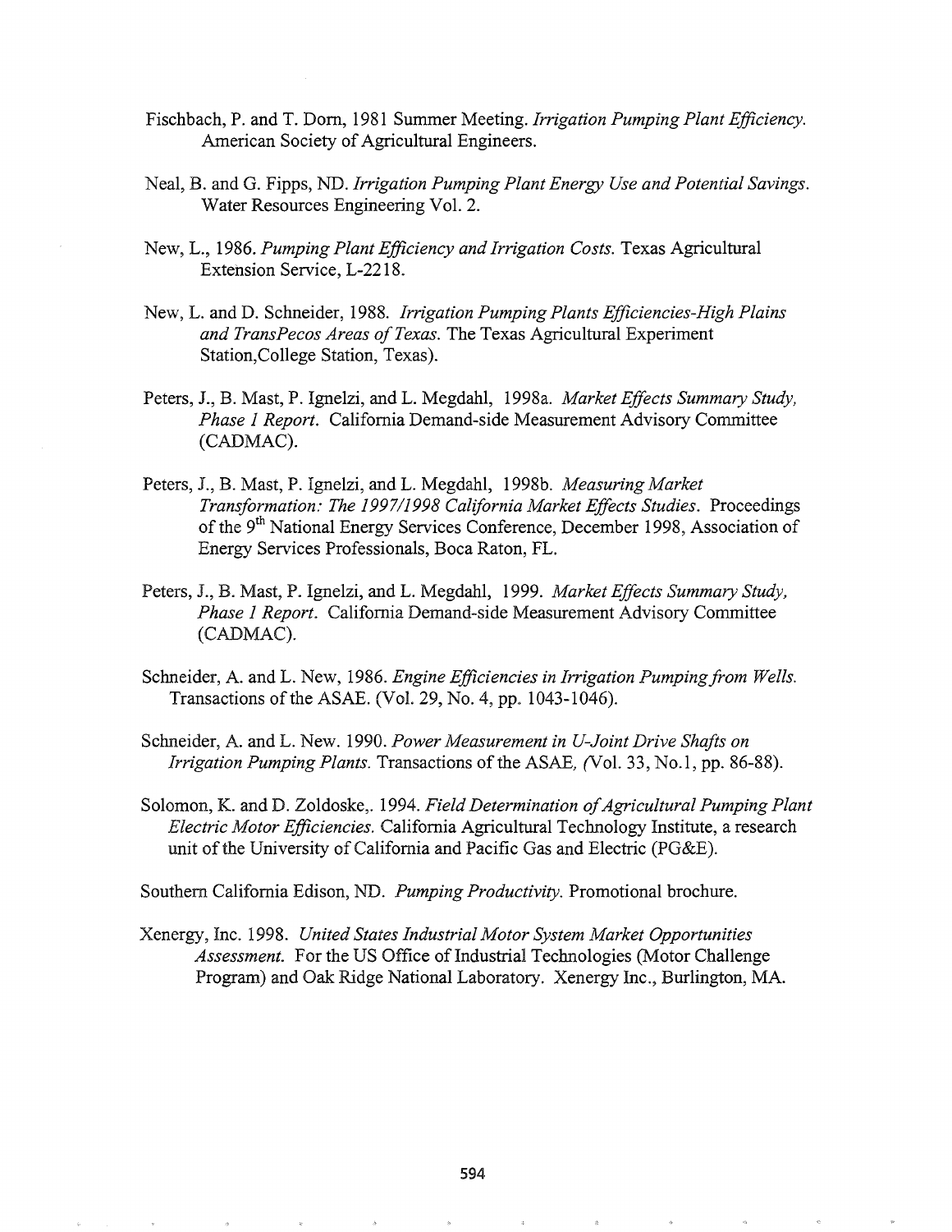Fischbach, P. and T. Dorn, 1981 Summer Meeting. *Irrigation Pumping Plant Efficiency.* American Society of Agricultural Engineers.

Neal, B. and G. Fipps, ND. *Irrigation Pumping Plant Energy Use and Potential Savings.* Water Resources Engineering Vol. 2.

New, L., 1986. *Pumping Plant Efficiency and Irrigation Costs.* Texas Agricultural Extension Service, L-2218.

New, L. and D. Schneider, 1988. *Irrigation Pumping Plants Efficiencies-High Plains and TransPecos Areas of Texas.* The Texas Agricultural Experiment Station,College Station, Texas).

Peters, J., B. Mast, P. Ignelzi, and L. Megdahl, 1998a. *Market Effects Summary Study, Phase 1 Report.* California Demand-side Measurement Advisory Committee (CADMAC).

Peters, J., B. Mast, P. Ignelzi, and L. Megdahl, 1998b. *Measuring Market Transformation: The 1997/1998 California Market Effects Studies.* Proceedings of the 9th National Energy Services Conference, December 1998, Association of Energy Services Professionals, Boca Raton, FL.

Peters, J., B. Mast, P. Ignelzi, and L. Megdahl, 1999. *Market Effects Summary Study, Phase 1 Report.* California Demand-side Measurement Advisory Committee (CADMAC).

Schneider, A. and L. New, 1986. *Engine Efficiencies in Irrigation Pumping from Wells.* Transactions of the ASAE. (Vol. 29, No. 4, pp. 1043-1046).

Schneider, A. and L. New. 1990. *Power Measurement in U-Joint Drive Shafts on Irrigation Pumping Plants.* Transactions of the ASAE, (Vol. 33, No.1, pp. 86-88).

Solomon, K. and D. Zoldoske,. 1994. *Field Determination of Agricultural Pumping Plant Electric Motor Efficiencies.* California Agricultural Technology Institute, a research unit of the University of California and Pacific Gas and Electric (PG&E).

Southern California Edison, ND. *Pumping Productivity.* Promotional brochure.

Xenergy, Inc. 1998. *United States Industrial Motor System Market Opportunities Assessment.* For the US Office of Industrial Technologies (Motor Challenge Program) and Oak Ridge National Laboratory. Xenergy Inc., Burlington, MA.